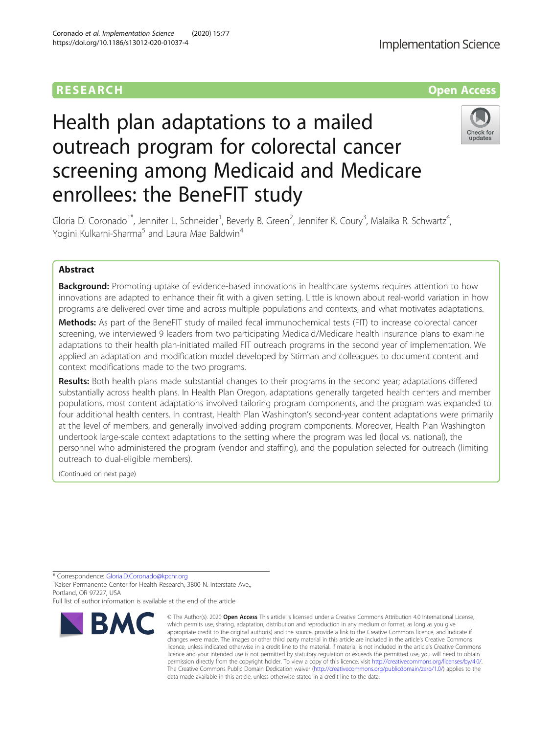RESEARCH

Open Access

# Health plan adaptations to a mailed outreach program for colorectal cancer screening among Medicaid and Medicare enrollees: the BeneFIT study

Gloria D. Coronado[1*], Jennifer L. Schneider[1], Beverly B. Green[2], Jennifer K. Coury[3], Malaika R. Schwartz[4], Yogini Kulkarni-Sharma[5] and Laura Mae Baldwin[4]

## Abstract

**Background:** Promoting uptake of evidence-based innovations in healthcare systems requires attention to how innovations are adapted to enhance their fit with a given setting. Little is known about real-world variation in how programs are delivered over time and across multiple populations and contexts, and what motivates adaptations.

**Methods:** As part of the BeneFIT study of mailed fecal immunochemical tests (FIT) to increase colorectal cancer screening, we interviewed 9 leaders from two participating Medicaid/Medicare health insurance plans to examine adaptations to their health plan-initiated mailed FIT outreach programs in the second year of implementation. We applied an adaptation and modification model developed by Stirman and colleagues to document content and context modifications made to the two programs.

**Results:** Both health plans made substantial changes to their programs in the second year; adaptations differed substantially across health plans. In Health Plan Oregon, adaptations generally targeted health centers and member populations, most content adaptations involved tailoring program components, and the program was expanded to four additional health centers. In contrast, Health Plan Washington's second-year content adaptations were primarily at the level of members, and generally involved adding program components. Moreover, Health Plan Washington undertook large-scale context adaptations to the setting where the program was led (local vs. national), the personnel who administered the program (vendor and staffing), and the population selected for outreach (limiting outreach to dual-eligible members).

(Continued on next page)

* Correspondence: Gloria.D.Coronado@kpchr.org
[1]Kaiser Permanente Center for Health Research, 3800 N. Interstate Ave., Portland, OR 97227, USA
Full list of author information is available at the end of the article

© The Author(s). 2020 **Open Access** This article is licensed under a Creative Commons Attribution 4.0 International License, which permits use, sharing, adaptation, distribution and reproduction in any medium or format, as long as you give appropriate credit to the original author(s) and the source, provide a link to the Creative Commons licence, and indicate if changes were made. The images or other third party material in this article are included in the article's Creative Commons licence, unless indicated otherwise in a credit line to the material. If material is not included in the article's Creative Commons licence and your intended use is not permitted by statutory regulation or exceeds the permitted use, you will need to obtain permission directly from the copyright holder. To view a copy of this licence, visit http://creativecommons.org/licenses/by/4.0/. The Creative Commons Public Domain Dedication waiver (http://creativecommons.org/publicdomain/zero/1.0/) applies to the data made available in this article, unless otherwise stated in a credit line to the data.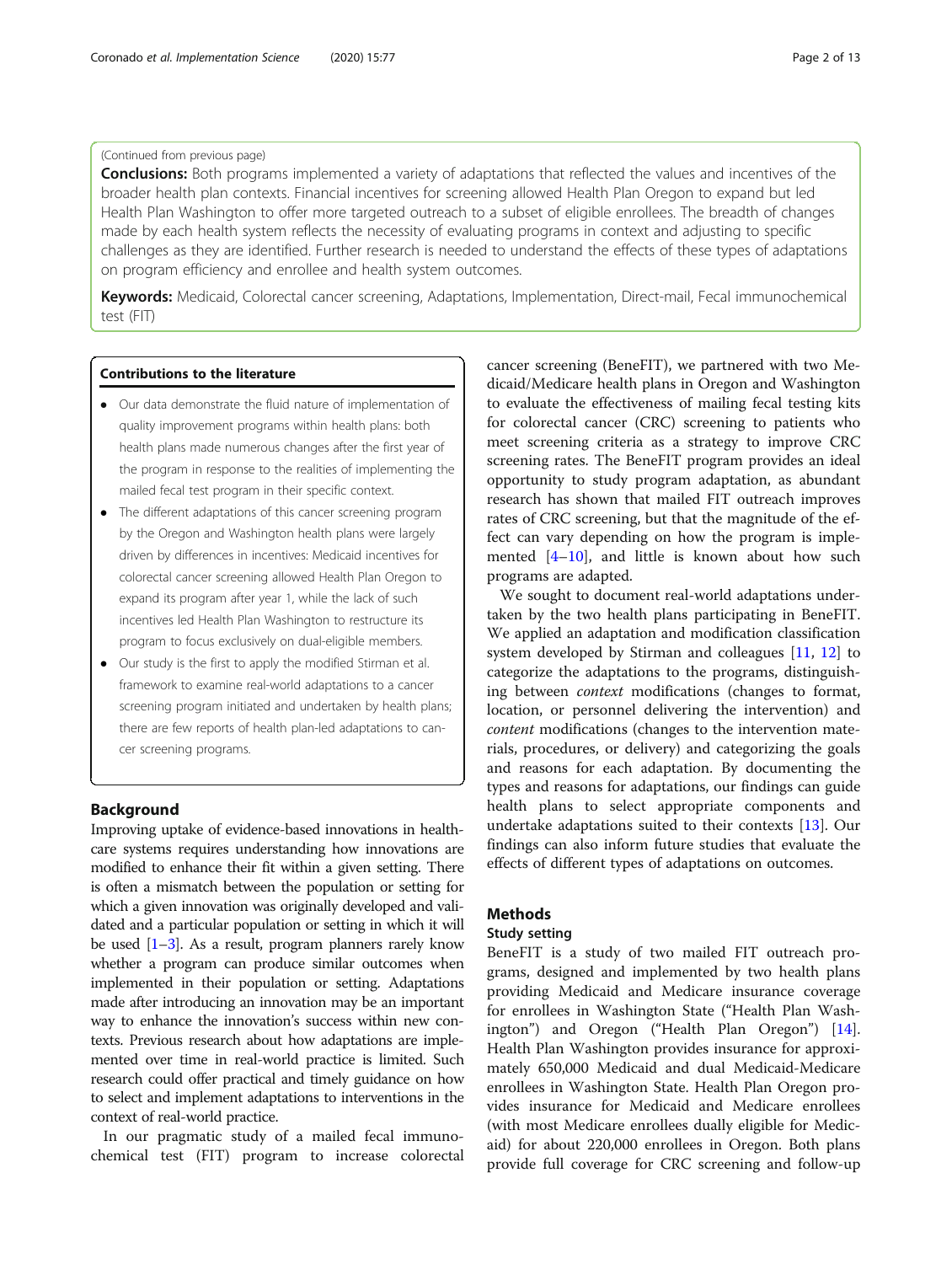(Continued from previous page)

**Conclusions:** Both programs implemented a variety of adaptations that reflected the values and incentives of the broader health plan contexts. Financial incentives for screening allowed Health Plan Oregon to expand but led Health Plan Washington to offer more targeted outreach to a subset of eligible enrollees. The breadth of changes made by each health system reflects the necessity of evaluating programs in context and adjusting to specific challenges as they are identified. Further research is needed to understand the effects of these types of adaptations on program efficiency and enrollee and health system outcomes.

**Keywords:** Medicaid, Colorectal cancer screening, Adaptations, Implementation, Direct-mail, Fecal immunochemical test (FIT)

### Contributions to the literature

- Our data demonstrate the fluid nature of implementation of quality improvement programs within health plans: both health plans made numerous changes after the first year of the program in response to the realities of implementing the mailed fecal test program in their specific context.
- The different adaptations of this cancer screening program by the Oregon and Washington health plans were largely driven by differences in incentives: Medicaid incentives for colorectal cancer screening allowed Health Plan Oregon to expand its program after year 1, while the lack of such incentives led Health Plan Washington to restructure its program to focus exclusively on dual-eligible members.
- Our study is the first to apply the modified Stirman et al. framework to examine real-world adaptations to a cancer screening program initiated and undertaken by health plans; there are few reports of health plan-led adaptations to cancer screening programs.

## Background

Improving uptake of evidence-based innovations in healthcare systems requires understanding how innovations are modified to enhance their fit within a given setting. There is often a mismatch between the population or setting for which a given innovation was originally developed and validated and a particular population or setting in which it will be used [1–3]. As a result, program planners rarely know whether a program can produce similar outcomes when implemented in their population or setting. Adaptations made after introducing an innovation may be an important way to enhance the innovation's success within new contexts. Previous research about how adaptations are implemented over time in real-world practice is limited. Such research could offer practical and timely guidance on how to select and implement adaptations to interventions in the context of real-world practice.

In our pragmatic study of a mailed fecal immunochemical test (FIT) program to increase colorectal cancer screening (BeneFIT), we partnered with two Medicaid/Medicare health plans in Oregon and Washington to evaluate the effectiveness of mailing fecal testing kits for colorectal cancer (CRC) screening to patients who meet screening criteria as a strategy to improve CRC screening rates. The BeneFIT program provides an ideal opportunity to study program adaptation, as abundant research has shown that mailed FIT outreach improves rates of CRC screening, but that the magnitude of the effect can vary depending on how the program is implemented [4–10], and little is known about how such programs are adapted.

We sought to document real-world adaptations undertaken by the two health plans participating in BeneFIT. We applied an adaptation and modification classification system developed by Stirman and colleagues [11, 12] to categorize the adaptations to the programs, distinguishing between *context* modifications (changes to format, location, or personnel delivering the intervention) and *content* modifications (changes to the intervention materials, procedures, or delivery) and categorizing the goals and reasons for each adaptation. By documenting the types and reasons for adaptations, our findings can guide health plans to select appropriate components and undertake adaptations suited to their contexts [13]. Our findings can also inform future studies that evaluate the effects of different types of adaptations on outcomes.

## Methods

### Study setting

BeneFIT is a study of two mailed FIT outreach programs, designed and implemented by two health plans providing Medicaid and Medicare insurance coverage for enrollees in Washington State ("Health Plan Washington") and Oregon ("Health Plan Oregon") [14]. Health Plan Washington provides insurance for approximately 650,000 Medicaid and dual Medicaid-Medicare enrollees in Washington State. Health Plan Oregon provides insurance for Medicaid and Medicare enrollees (with most Medicare enrollees dually eligible for Medicaid) for about 220,000 enrollees in Oregon. Both plans provide full coverage for CRC screening and follow-up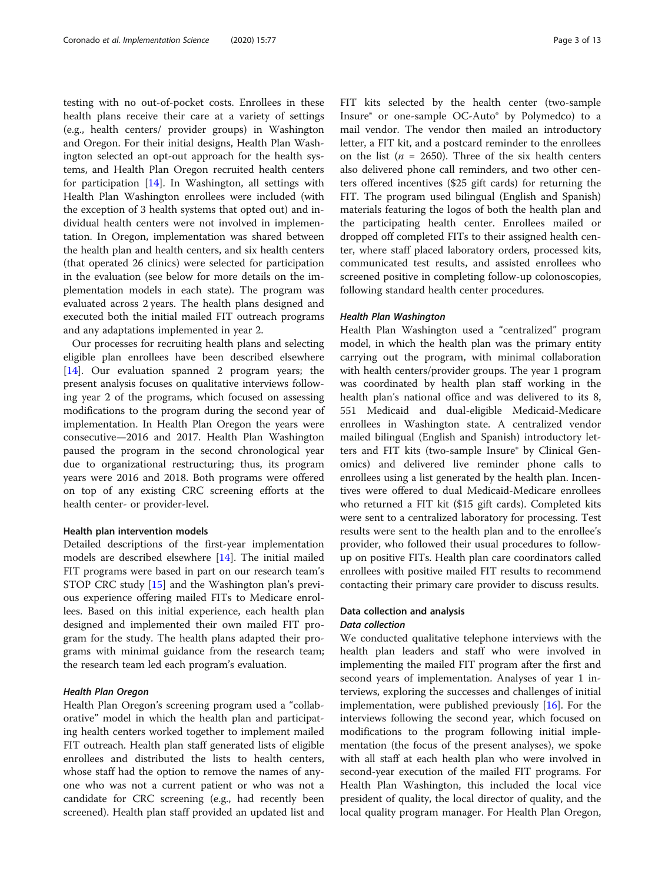testing with no out-of-pocket costs. Enrollees in these health plans receive their care at a variety of settings (e.g., health centers/ provider groups) in Washington and Oregon. For their initial designs, Health Plan Washington selected an opt-out approach for the health systems, and Health Plan Oregon recruited health centers for participation [14]. In Washington, all settings with Health Plan Washington enrollees were included (with the exception of 3 health systems that opted out) and individual health centers were not involved in implementation. In Oregon, implementation was shared between the health plan and health centers, and six health centers (that operated 26 clinics) were selected for participation in the evaluation (see below for more details on the implementation models in each state). The program was evaluated across 2 years. The health plans designed and executed both the initial mailed FIT outreach programs and any adaptations implemented in year 2.

Our processes for recruiting health plans and selecting eligible plan enrollees have been described elsewhere [14]. Our evaluation spanned 2 program years; the present analysis focuses on qualitative interviews following year 2 of the programs, which focused on assessing modifications to the program during the second year of implementation. In Health Plan Oregon the years were consecutive—2016 and 2017. Health Plan Washington paused the program in the second chronological year due to organizational restructuring; thus, its program years were 2016 and 2018. Both programs were offered on top of any existing CRC screening efforts at the health center- or provider-level.

### Health plan intervention models

Detailed descriptions of the first-year implementation models are described elsewhere [14]. The initial mailed FIT programs were based in part on our research team's STOP CRC study [15] and the Washington plan's previous experience offering mailed FITs to Medicare enrollees. Based on this initial experience, each health plan designed and implemented their own mailed FIT program for the study. The health plans adapted their programs with minimal guidance from the research team; the research team led each program's evaluation.

#### *Health Plan Oregon*

Health Plan Oregon's screening program used a "collaborative" model in which the health plan and participating health centers worked together to implement mailed FIT outreach. Health plan staff generated lists of eligible enrollees and distributed the lists to health centers, whose staff had the option to remove the names of anyone who was not a current patient or who was not a candidate for CRC screening (e.g., had recently been screened). Health plan staff provided an updated list and FIT kits selected by the health center (two-sample Insure® or one-sample OC-Auto® by Polymedco) to a mail vendor. The vendor then mailed an introductory letter, a FIT kit, and a postcard reminder to the enrollees on the list ($n$ = 2650). Three of the six health centers also delivered phone call reminders, and two other centers offered incentives ($25 gift cards) for returning the FIT. The program used bilingual (English and Spanish) materials featuring the logos of both the health plan and the participating health center. Enrollees mailed or dropped off completed FITs to their assigned health center, where staff placed laboratory orders, processed kits, communicated test results, and assisted enrollees who screened positive in completing follow-up colonoscopies, following standard health center procedures.

#### *Health Plan Washington*

Health Plan Washington used a "centralized" program model, in which the health plan was the primary entity carrying out the program, with minimal collaboration with health centers/provider groups. The year 1 program was coordinated by health plan staff working in the health plan's national office and was delivered to its 8,551 Medicaid and dual-eligible Medicaid-Medicare enrollees in Washington state. A centralized vendor mailed bilingual (English and Spanish) introductory letters and FIT kits (two-sample Insure® by Clinical Genomics) and delivered live reminder phone calls to enrollees using a list generated by the health plan. Incentives were offered to dual Medicaid-Medicare enrollees who returned a FIT kit ($15 gift cards). Completed kits were sent to a centralized laboratory for processing. Test results were sent to the health plan and to the enrollee's provider, who followed their usual procedures to follow-up on positive FITs. Health plan care coordinators called enrollees with positive mailed FIT results to recommend contacting their primary care provider to discuss results.

### Data collection and analysis

#### *Data collection*

We conducted qualitative telephone interviews with the health plan leaders and staff who were involved in implementing the mailed FIT program after the first and second years of implementation. Analyses of year 1 interviews, exploring the successes and challenges of initial implementation, were published previously [16]. For the interviews following the second year, which focused on modifications to the program following initial implementation (the focus of the present analyses), we spoke with all staff at each health plan who were involved in second-year execution of the mailed FIT programs. For Health Plan Washington, this included the local vice president of quality, the local director of quality, and the local quality program manager. For Health Plan Oregon,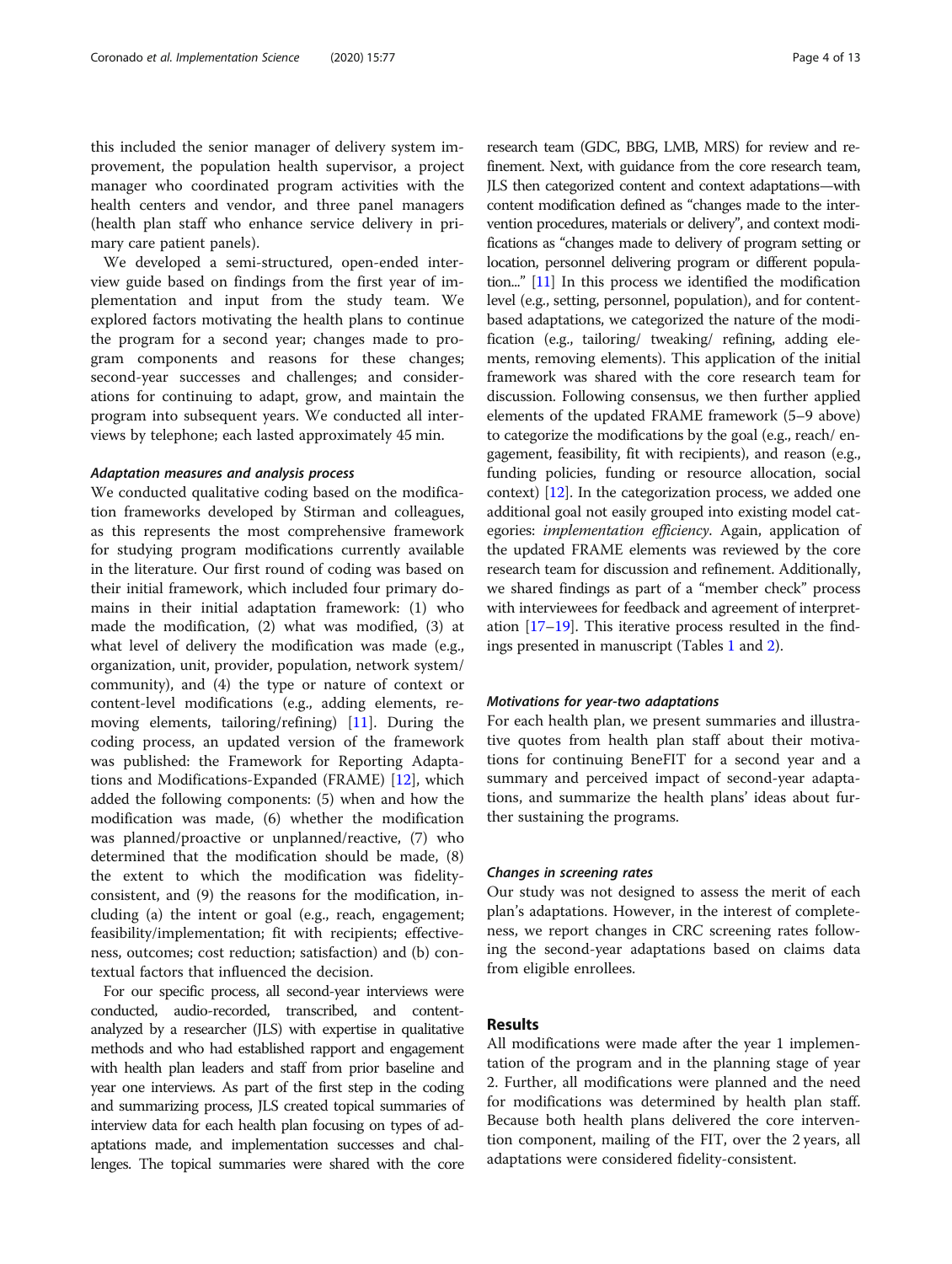this included the senior manager of delivery system improvement, the population health supervisor, a project manager who coordinated program activities with the health centers and vendor, and three panel managers (health plan staff who enhance service delivery in primary care patient panels).

We developed a semi-structured, open-ended interview guide based on findings from the first year of implementation and input from the study team. We explored factors motivating the health plans to continue the program for a second year; changes made to program components and reasons for these changes; second-year successes and challenges; and considerations for continuing to adapt, grow, and maintain the program into subsequent years. We conducted all interviews by telephone; each lasted approximately 45 min.

#### *Adaptation measures and analysis process*

We conducted qualitative coding based on the modification frameworks developed by Stirman and colleagues, as this represents the most comprehensive framework for studying program modifications currently available in the literature. Our first round of coding was based on their initial framework, which included four primary domains in their initial adaptation framework: (1) who made the modification, (2) what was modified, (3) at what level of delivery the modification was made (e.g., organization, unit, provider, population, network system/community), and (4) the type or nature of context or content-level modifications (e.g., adding elements, removing elements, tailoring/refining) [11]. During the coding process, an updated version of the framework was published: the Framework for Reporting Adaptations and Modifications-Expanded (FRAME) [12], which added the following components: (5) when and how the modification was made, (6) whether the modification was planned/proactive or unplanned/reactive, (7) who determined that the modification should be made, (8) the extent to which the modification was fidelity-consistent, and (9) the reasons for the modification, including (a) the intent or goal (e.g., reach, engagement; feasibility/implementation; fit with recipients; effectiveness, outcomes; cost reduction; satisfaction) and (b) contextual factors that influenced the decision.

For our specific process, all second-year interviews were conducted, audio-recorded, transcribed, and content-analyzed by a researcher (JLS) with expertise in qualitative methods and who had established rapport and engagement with health plan leaders and staff from prior baseline and year one interviews. As part of the first step in the coding and summarizing process, JLS created topical summaries of interview data for each health plan focusing on types of adaptations made, and implementation successes and challenges. The topical summaries were shared with the core research team (GDC, BBG, LMB, MRS) for review and refinement. Next, with guidance from the core research team, JLS then categorized content and context adaptations—with content modification defined as "changes made to the intervention procedures, materials or delivery", and context modifications as "changes made to delivery of program setting or location, personnel delivering program or different population..." [11] In this process we identified the modification level (e.g., setting, personnel, population), and for content-based adaptations, we categorized the nature of the modification (e.g., tailoring/ tweaking/ refining, adding elements, removing elements). This application of the initial framework was shared with the core research team for discussion. Following consensus, we then further applied elements of the updated FRAME framework (5–9 above) to categorize the modifications by the goal (e.g., reach/ engagement, feasibility, fit with recipients), and reason (e.g., funding policies, funding or resource allocation, social context) [12]. In the categorization process, we added one additional goal not easily grouped into existing model categories: *implementation efficiency*. Again, application of the updated FRAME elements was reviewed by the core research team for discussion and refinement. Additionally, we shared findings as part of a "member check" process with interviewees for feedback and agreement of interpretation [17–19]. This iterative process resulted in the findings presented in manuscript (Tables 1 and 2).

#### *Motivations for year-two adaptations*

For each health plan, we present summaries and illustrative quotes from health plan staff about their motivations for continuing BeneFIT for a second year and a summary and perceived impact of second-year adaptations, and summarize the health plans' ideas about further sustaining the programs.

#### *Changes in screening rates*

Our study was not designed to assess the merit of each plan's adaptations. However, in the interest of completeness, we report changes in CRC screening rates following the second-year adaptations based on claims data from eligible enrollees.

## Results

All modifications were made after the year 1 implementation of the program and in the planning stage of year 2. Further, all modifications were planned and the need for modifications was determined by health plan staff. Because both health plans delivered the core intervention component, mailing of the FIT, over the 2 years, all adaptations were considered fidelity-consistent.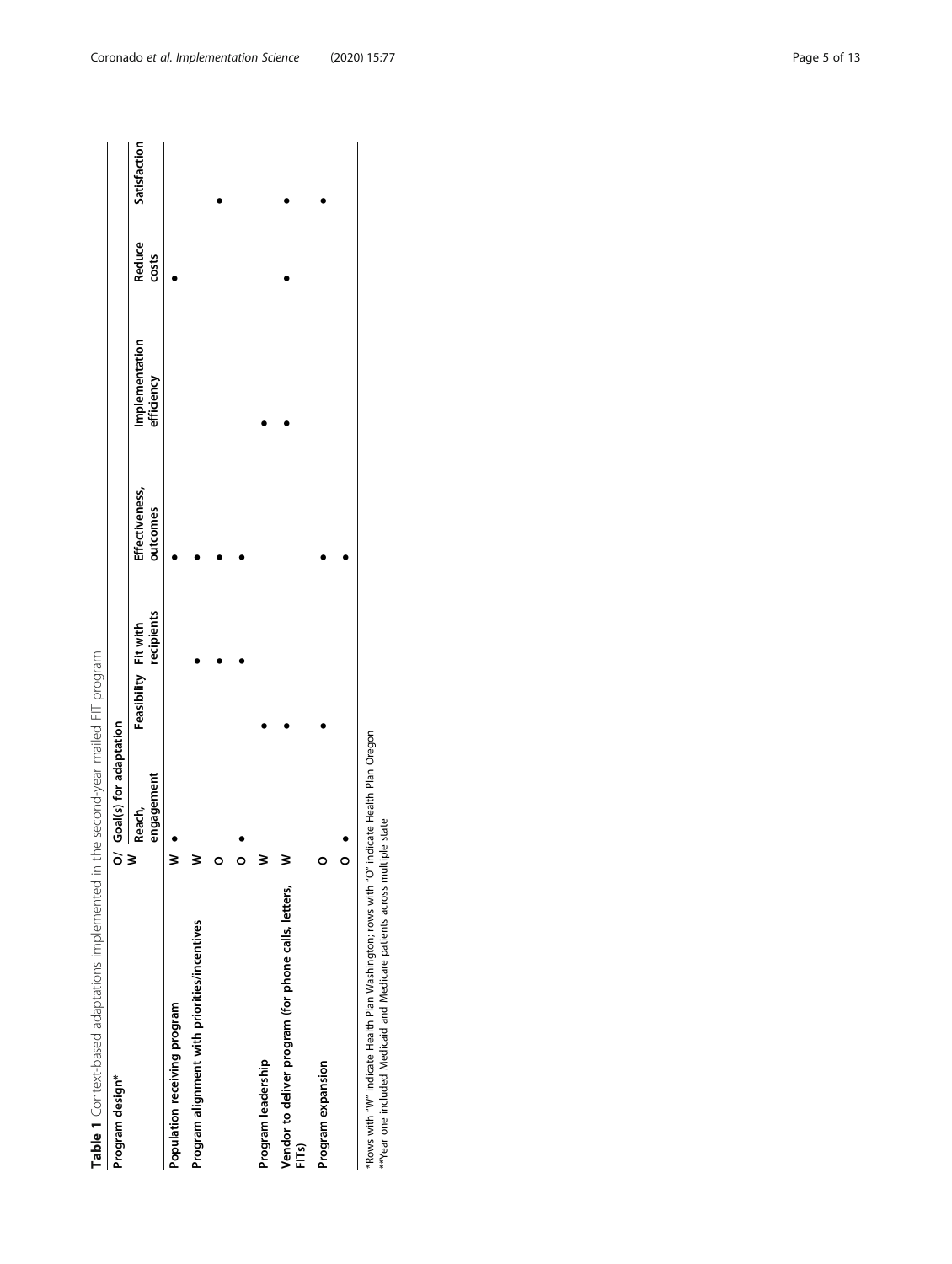**Table 1** Context-based adaptations implemented in the second-year mailed FIT program

| Program design* | O/W | Goal(s) for adaptation | | | | | | |
|---|---|---|---|---|---|---|---|---|
| | | Reach, engagement | Feasibility | Fit with recipients | Effectiveness, outcomes | Implementation efficiency | Reduce costs | Satisfaction |
| Population receiving program | W | • | | | • | | • | |
| Program alignment with priorities/incentives | W | | | • | • | | | • |
| | O | | | • | • | | | |
| | O | • | | • | • | | | |
| Program leadership | W | | • | | | • | | |
| Vendor to deliver program (for phone calls, letters, FITs) | W | | • | | | • | • | • |
| Program expansion | O | | • | | • | | | • |
| | O | • | | | • | | | |

*Rows with "W" indicate Health Plan Washington; rows with "O" indicate Health Plan Oregon
**Year one included Medicaid and Medicare patients across multiple state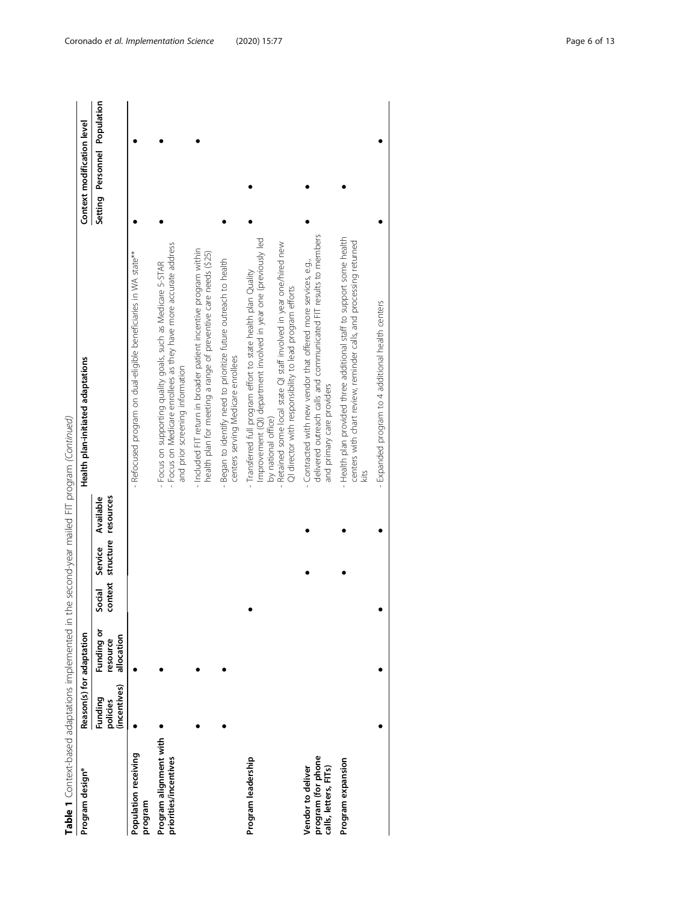**Table 1** Context-based adaptations implemented in the second-year mailed FIT program *(Continued)*

| Program design* | Reason(s) for adaptation | | | | | Health plan-initiated adaptations | Context modification level | | |
|---|---|---|---|---|---|---|---|---|---|
| | Funding policies (incentives) | Funding or resource allocation | Social context | Service structure | Available resources | | Setting | Personnel | Population |
| **Population receiving program** | • | • | | | | - Refocused program on dual-eligible beneficiaries in WA state** | • | | • |
| **Program alignment with priorities/incentives** | • | • | | | | - Focus on supporting quality goals, such as Medicare 5-STAR<br>- Focus on Medicare enrollees as they have more accurate address and prior screening information | • | | • |
| | • | • | | | | - Included FIT return in broader patient incentive program within health plan for meeting a range of preventive care needs ($25) | | | • |
| | • | • | | | | - Began to identify need to prioritize future outreach to health centers serving Medicare enrollees | • | | |
| **Program leadership** | | | • | | | - Transferred full program effort to state health plan Quality Improvement (QI) department involved in year one (previously led by national office)<br>- Retained some local state QI staff involved in year one/hired new QI director with responsibility to lead program efforts | • | • | |
| **Vendor to deliver program (for phone calls, letters, FITs)** | | | | • | • | - Contracted with new vendor that offered more services, e.g., delivered outreach calls and communicated FIT results to members and primary care providers | • | • | |
| **Program expansion** | | | | • | • | - Health plan provided three additional staff to support some health centers with chart review, reminder calls, and processing returned kits | • | • | |
| | • | • | • | • | • | - Expanded program to 4 additional health centers | • | | • |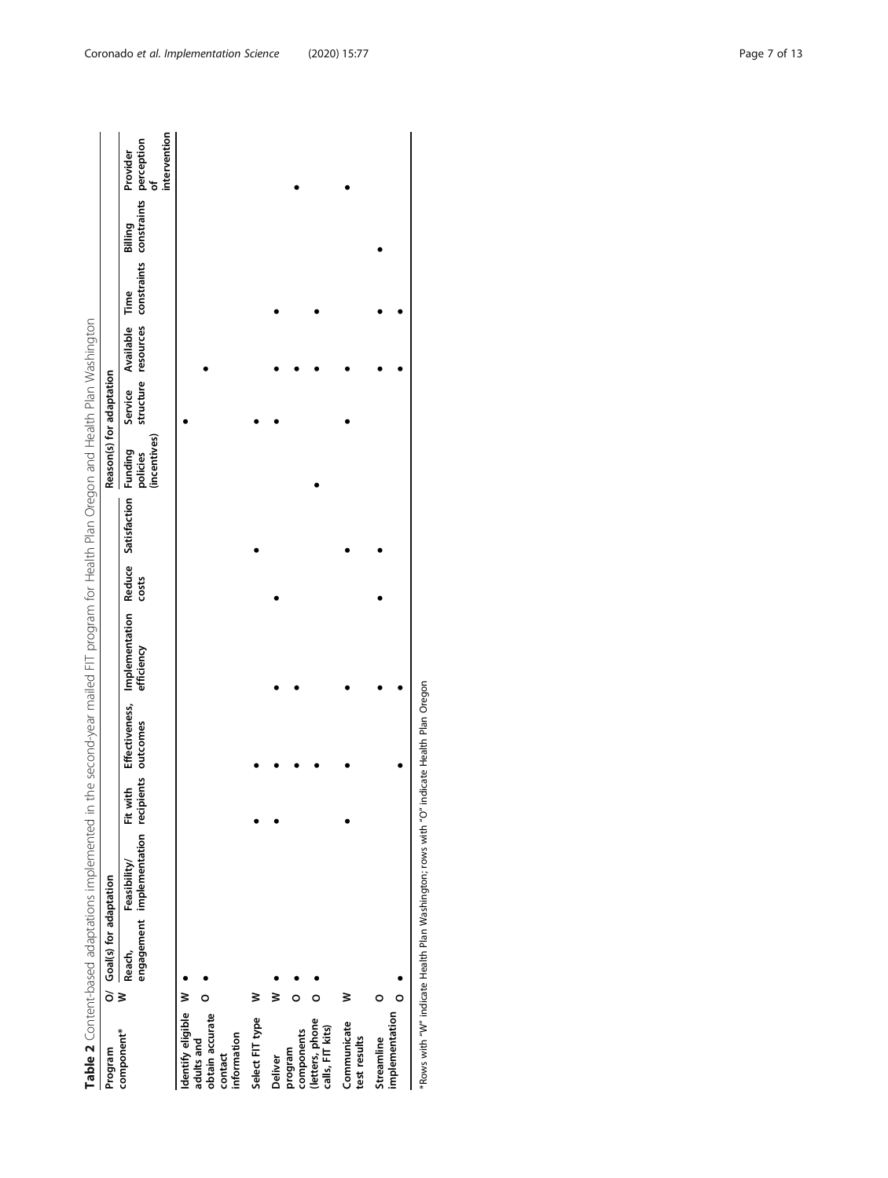**Table 2** Content-based adaptations implemented in the second-year mailed FIT program for Health Plan Oregon and Health Plan Washington

| Program component* | O/W | Goal(s) for adaptation | | | | | | | Reason(s) for adaptation | | | | | |
|---|---|---|---|---|---|---|---|---|---|---|---|---|---|---|
| | | Reach, engagement | Feasibility/ implementation | Fit with recipients | Effectiveness, outcomes | Implementation efficiency | Reduce costs | Satisfaction | Funding policies (incentives) | Service structure | Available resources | Time constraints | Billing constraints | Provider perception of intervention |
| Identify eligible adults and obtain accurate contact information | W | • | | | | | | | | • | | | | |
| | O | • | | | | | | | | | • | | | |
| Select FIT type | W | | | • | • | | | • | | • | | | | |
| Deliver program components (letters, phone calls, FIT kits) | W | • | | • | • | • | • | | | • | • | • | | |
| | O | • | | | • | • | | | | | • | | | • |
| | O | • | | | • | | | | • | | • | • | | |
| Communicate test results | W | | | • | • | • | | • | | • | • | | | • |
| Streamline implementation | O | | | | | • | • | • | | | • | • | • | |
| | O | • | | | • | • | | | | | • | • | | |

*Rows with "W" indicate Health Plan Washington; rows with "O" indicate Health Plan Oregon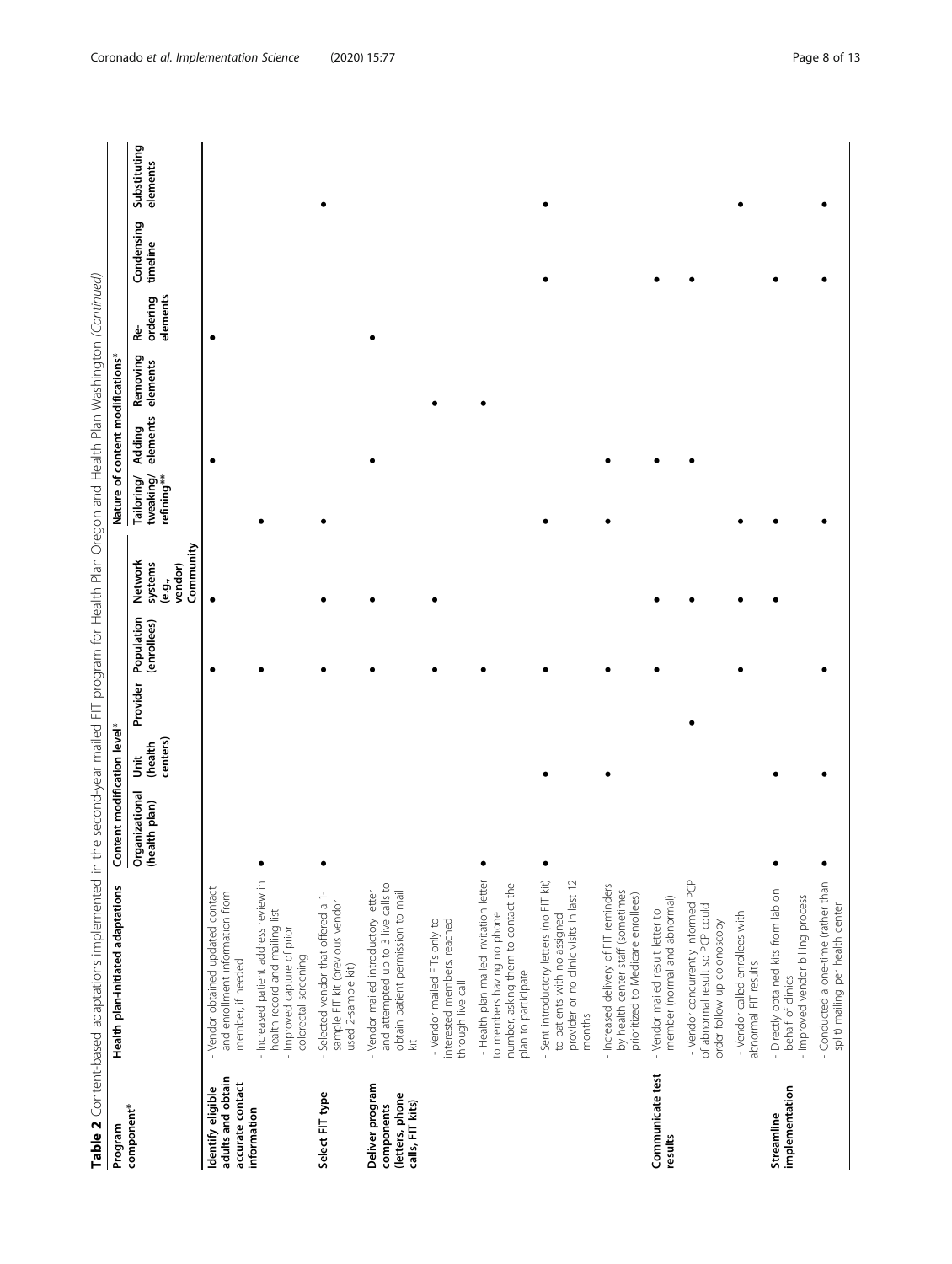**Table 2** Content-based adaptations implemented in the second-year mailed FIT program for Health Plan Oregon and Health Plan Washington *(Continued)*

| Program component* | Health plan-initiated adaptations | Content modification level* | | | | | Nature of content modifications* | | | | | |
|---|---|---|---|---|---|---|---|---|---|---|---|---|
| | | Organizational (health plan) | Unit (health centers) | Provider | Population (enrollees) | Network systems (e.g., vendor) Community | Tailoring/ tweaking/ refining** | Adding elements | Removing elements | Re-ordering elements | Condensing timeline | Substituting elements |
| **Identify eligible adults and obtain accurate contact information** | - Vendor obtained updated contact and enrollment information from member, if needed | | | | • | • | | • | | | | |
| | - Increased patient address review in health record and mailing list<br>- Improved capture of prior colorectal screening | • | | | • | | • | | | | | |
| **Select FIT type** | - Selected vendor that offered a 1-sample FIT kit (previous vendor used 2-sample kit) | • | | | • | • | • | | | | | • |
| **Deliver program components (letters, phone calls, FIT kits)** | - Vendor mailed introductory letter and attempted up to 3 live calls to obtain patient permission to mail kit | | | | • | • | | • | | • | | |
| | - Vendor mailed FITs only to interested members, reached through live call | | | | • | • | | | • | | | |
| | - Health plan mailed invitation letter to members having no phone number, asking them to contact the plan to participate | • | | | • | | | | • | | | |
| | - Sent introductory letters (no FIT kit) to patients with no assigned provider or no clinic visits in last 12 months | • | • | | • | | • | | | | • | • |
| | - Increased delivery of FIT reminders by health center staff (sometimes prioritized to Medicare enrollees) | | • | | • | | • | • | | | | |
| **Communicate test results** | - Vendor mailed result letter to member (normal and abnormal) | | | | • | • | | • | | | • | |
| | - Vendor concurrently informed PCP of abnormal result so PCP could order follow-up colonoscopy | | | • | | • | | • | | | • | |
| | - Vendor called enrollees with abnormal FIT results | | | | • | • | • | | | | | • |
| **Streamline implementation** | - Directly obtained kits from lab on behalf of clinics<br>- Improved vendor billing process | • | • | | | • | • | | | | • | |
| | - Conducted a one-time (rather than split) mailing per health center | • | • | | • | | • | | | | • | • |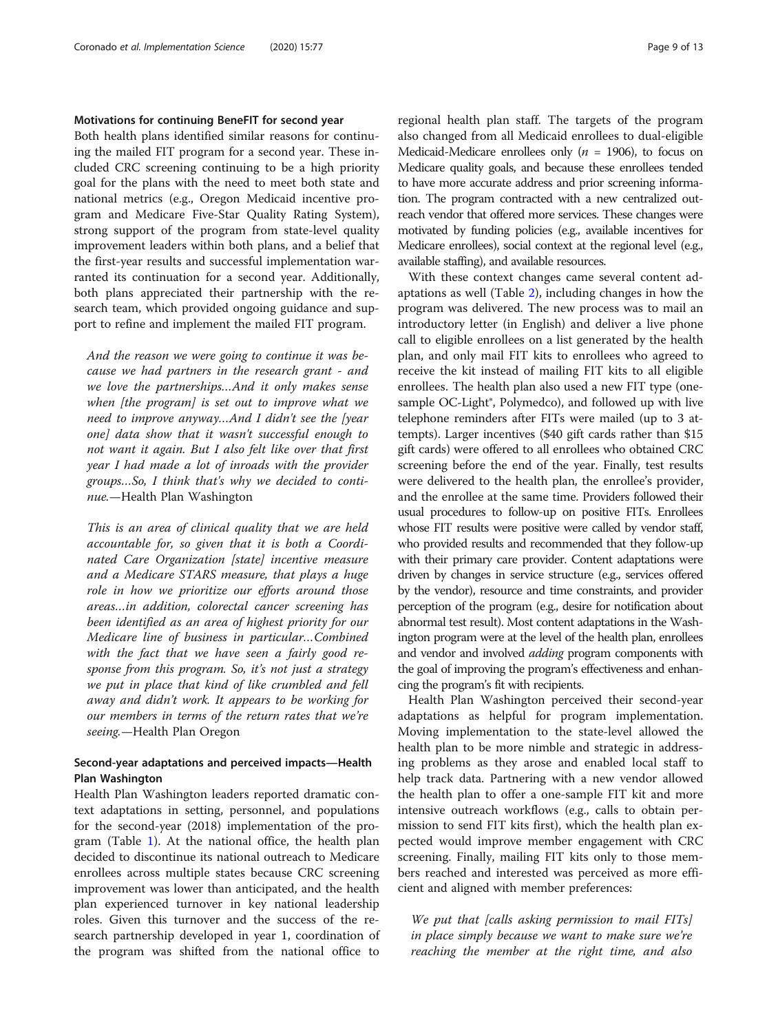### Motivations for continuing BeneFIT for second year

Both health plans identified similar reasons for continuing the mailed FIT program for a second year. These included CRC screening continuing to be a high priority goal for the plans with the need to meet both state and national metrics (e.g., Oregon Medicaid incentive program and Medicare Five-Star Quality Rating System), strong support of the program from state-level quality improvement leaders within both plans, and a belief that the first-year results and successful implementation warranted its continuation for a second year. Additionally, both plans appreciated their partnership with the research team, which provided ongoing guidance and support to refine and implement the mailed FIT program.

> *And the reason we were going to continue it was because we had partners in the research grant - and we love the partnerships…And it only makes sense when [the program] is set out to improve what we need to improve anyway…And I didn't see the [year one] data show that it wasn't successful enough to not want it again. But I also felt like over that first year I had made a lot of inroads with the provider groups…So, I think that's why we decided to continue.*—Health Plan Washington

> *This is an area of clinical quality that we are held accountable for, so given that it is both a Coordinated Care Organization [state] incentive measure and a Medicare STARS measure, that plays a huge role in how we prioritize our efforts around those areas…in addition, colorectal cancer screening has been identified as an area of highest priority for our Medicare line of business in particular…Combined with the fact that we have seen a fairly good response from this program. So, it's not just a strategy we put in place that kind of like crumbled and fell away and didn't work. It appears to be working for our members in terms of the return rates that we're seeing.*—Health Plan Oregon

### Second-year adaptations and perceived impacts—Health Plan Washington

Health Plan Washington leaders reported dramatic context adaptations in setting, personnel, and populations for the second-year (2018) implementation of the program (Table 1). At the national office, the health plan decided to discontinue its national outreach to Medicare enrollees across multiple states because CRC screening improvement was lower than anticipated, and the health plan experienced turnover in key national leadership roles. Given this turnover and the success of the research partnership developed in year 1, coordination of the program was shifted from the national office to regional health plan staff. The targets of the program also changed from all Medicaid enrollees to dual-eligible Medicaid-Medicare enrollees only ($n$ = 1906), to focus on Medicare quality goals, and because these enrollees tended to have more accurate address and prior screening information. The program contracted with a new centralized outreach vendor that offered more services. These changes were motivated by funding policies (e.g., available incentives for Medicare enrollees), social context at the regional level (e.g., available staffing), and available resources.

With these context changes came several content adaptations as well (Table 2), including changes in how the program was delivered. The new process was to mail an introductory letter (in English) and deliver a live phone call to eligible enrollees on a list generated by the health plan, and only mail FIT kits to enrollees who agreed to receive the kit instead of mailing FIT kits to all eligible enrollees. The health plan also used a new FIT type (one-sample OC-Light®, Polymedco), and followed up with live telephone reminders after FITs were mailed (up to 3 attempts). Larger incentives ($40 gift cards rather than $15 gift cards) were offered to all enrollees who obtained CRC screening before the end of the year. Finally, test results were delivered to the health plan, the enrollee's provider, and the enrollee at the same time. Providers followed their usual procedures to follow-up on positive FITs. Enrollees whose FIT results were positive were called by vendor staff, who provided results and recommended that they follow-up with their primary care provider. Content adaptations were driven by changes in service structure (e.g., services offered by the vendor), resource and time constraints, and provider perception of the program (e.g., desire for notification about abnormal test result). Most content adaptations in the Washington program were at the level of the health plan, enrollees and vendor and involved *adding* program components with the goal of improving the program's effectiveness and enhancing the program's fit with recipients.

Health Plan Washington perceived their second-year adaptations as helpful for program implementation. Moving implementation to the state-level allowed the health plan to be more nimble and strategic in addressing problems as they arose and enabled local staff to help track data. Partnering with a new vendor allowed the health plan to offer a one-sample FIT kit and more intensive outreach workflows (e.g., calls to obtain permission to send FIT kits first), which the health plan expected would improve member engagement with CRC screening. Finally, mailing FIT kits only to those members reached and interested was perceived as more efficient and aligned with member preferences:

> *We put that [calls asking permission to mail FITs] in place simply because we want to make sure we're reaching the member at the right time, and also*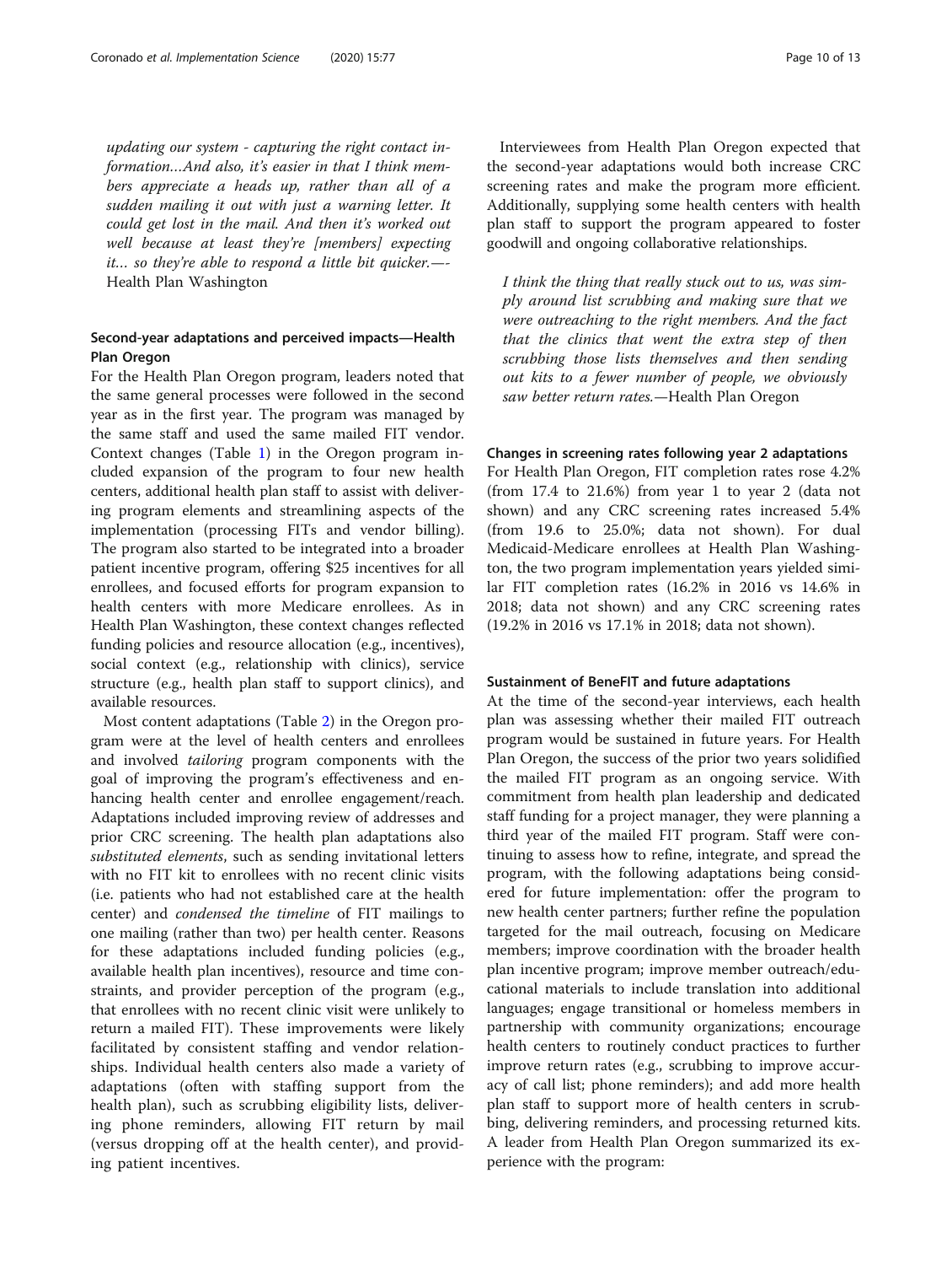*updating our system - capturing the right contact information…And also, it's easier in that I think members appreciate a heads up, rather than all of a sudden mailing it out with just a warning letter. It could get lost in the mail. And then it's worked out well because at least they're [members] expecting it… so they're able to respond a little bit quicker.*—-Health Plan Washington

### Second-year adaptations and perceived impacts—Health Plan Oregon

For the Health Plan Oregon program, leaders noted that the same general processes were followed in the second year as in the first year. The program was managed by the same staff and used the same mailed FIT vendor. Context changes (Table 1) in the Oregon program included expansion of the program to four new health centers, additional health plan staff to assist with delivering program elements and streamlining aspects of the implementation (processing FITs and vendor billing). The program also started to be integrated into a broader patient incentive program, offering $25 incentives for all enrollees, and focused efforts for program expansion to health centers with more Medicare enrollees. As in Health Plan Washington, these context changes reflected funding policies and resource allocation (e.g., incentives), social context (e.g., relationship with clinics), service structure (e.g., health plan staff to support clinics), and available resources.

Most content adaptations (Table 2) in the Oregon program were at the level of health centers and enrollees and involved *tailoring* program components with the goal of improving the program's effectiveness and enhancing health center and enrollee engagement/reach. Adaptations included improving review of addresses and prior CRC screening. The health plan adaptations also *substituted elements*, such as sending invitational letters with no FIT kit to enrollees with no recent clinic visits (i.e. patients who had not established care at the health center) and *condensed the timeline* of FIT mailings to one mailing (rather than two) per health center. Reasons for these adaptations included funding policies (e.g., available health plan incentives), resource and time constraints, and provider perception of the program (e.g., that enrollees with no recent clinic visit were unlikely to return a mailed FIT). These improvements were likely facilitated by consistent staffing and vendor relationships. Individual health centers also made a variety of adaptations (often with staffing support from the health plan), such as scrubbing eligibility lists, delivering phone reminders, allowing FIT return by mail (versus dropping off at the health center), and providing patient incentives.

Interviewees from Health Plan Oregon expected that the second-year adaptations would both increase CRC screening rates and make the program more efficient. Additionally, supplying some health centers with health plan staff to support the program appeared to foster goodwill and ongoing collaborative relationships.

> *I think the thing that really stuck out to us, was simply around list scrubbing and making sure that we were outreaching to the right members. And the fact that the clinics that went the extra step of then scrubbing those lists themselves and then sending out kits to a fewer number of people, we obviously saw better return rates.*—Health Plan Oregon

### Changes in screening rates following year 2 adaptations

For Health Plan Oregon, FIT completion rates rose 4.2% (from 17.4 to 21.6%) from year 1 to year 2 (data not shown) and any CRC screening rates increased 5.4% (from 19.6 to 25.0%; data not shown). For dual Medicaid-Medicare enrollees at Health Plan Washington, the two program implementation years yielded similar FIT completion rates (16.2% in 2016 vs 14.6% in 2018; data not shown) and any CRC screening rates (19.2% in 2016 vs 17.1% in 2018; data not shown).

### Sustainment of BeneFIT and future adaptations

At the time of the second-year interviews, each health plan was assessing whether their mailed FIT outreach program would be sustained in future years. For Health Plan Oregon, the success of the prior two years solidified the mailed FIT program as an ongoing service. With commitment from health plan leadership and dedicated staff funding for a project manager, they were planning a third year of the mailed FIT program. Staff were continuing to assess how to refine, integrate, and spread the program, with the following adaptations being considered for future implementation: offer the program to new health center partners; further refine the population targeted for the mail outreach, focusing on Medicare members; improve coordination with the broader health plan incentive program; improve member outreach/educational materials to include translation into additional languages; engage transitional or homeless members in partnership with community organizations; encourage health centers to routinely conduct practices to further improve return rates (e.g., scrubbing to improve accuracy of call list; phone reminders); and add more health plan staff to support more of health centers in scrubbing, delivering reminders, and processing returned kits. A leader from Health Plan Oregon summarized its experience with the program: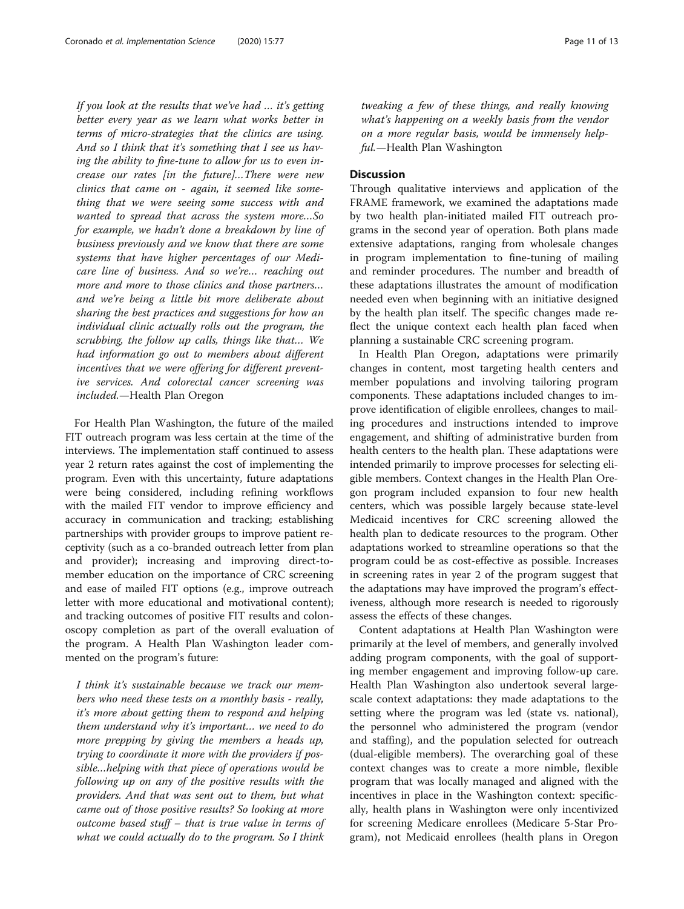*If you look at the results that we've had … it's getting better every year as we learn what works better in terms of micro-strategies that the clinics are using. And so I think that it's something that I see us having the ability to fine-tune to allow for us to even increase our rates [in the future]…There were new clinics that came on - again, it seemed like something that we were seeing some success with and wanted to spread that across the system more…So for example, we hadn't done a breakdown by line of business previously and we know that there are some systems that have higher percentages of our Medicare line of business. And so we're… reaching out more and more to those clinics and those partners… and we're being a little bit more deliberate about sharing the best practices and suggestions for how an individual clinic actually rolls out the program, the scrubbing, the follow up calls, things like that… We had information go out to members about different incentives that we were offering for different preventive services. And colorectal cancer screening was included.*—Health Plan Oregon

For Health Plan Washington, the future of the mailed FIT outreach program was less certain at the time of the interviews. The implementation staff continued to assess year 2 return rates against the cost of implementing the program. Even with this uncertainty, future adaptations were being considered, including refining workflows with the mailed FIT vendor to improve efficiency and accuracy in communication and tracking; establishing partnerships with provider groups to improve patient receptivity (such as a co-branded outreach letter from plan and provider); increasing and improving direct-to-member education on the importance of CRC screening and ease of mailed FIT options (e.g., improve outreach letter with more educational and motivational content); and tracking outcomes of positive FIT results and colonoscopy completion as part of the overall evaluation of the program. A Health Plan Washington leader commented on the program's future:

*I think it's sustainable because we track our members who need these tests on a monthly basis - really, it's more about getting them to respond and helping them understand why it's important… we need to do more prepping by giving the members a heads up, trying to coordinate it more with the providers if possible…helping with that piece of operations would be following up on any of the positive results with the providers. And that was sent out to them, but what came out of those positive results? So looking at more outcome based stuff – that is true value in terms of what we could actually do to the program. So I think tweaking a few of these things, and really knowing what's happening on a weekly basis from the vendor on a more regular basis, would be immensely helpful.*—Health Plan Washington

## Discussion

Through qualitative interviews and application of the FRAME framework, we examined the adaptations made by two health plan-initiated mailed FIT outreach programs in the second year of operation. Both plans made extensive adaptations, ranging from wholesale changes in program implementation to fine-tuning of mailing and reminder procedures. The number and breadth of these adaptations illustrates the amount of modification needed even when beginning with an initiative designed by the health plan itself. The specific changes made reflect the unique context each health plan faced when planning a sustainable CRC screening program.

In Health Plan Oregon, adaptations were primarily changes in content, most targeting health centers and member populations and involving tailoring program components. These adaptations included changes to improve identification of eligible enrollees, changes to mailing procedures and instructions intended to improve engagement, and shifting of administrative burden from health centers to the health plan. These adaptations were intended primarily to improve processes for selecting eligible members. Context changes in the Health Plan Oregon program included expansion to four new health centers, which was possible largely because state-level Medicaid incentives for CRC screening allowed the health plan to dedicate resources to the program. Other adaptations worked to streamline operations so that the program could be as cost-effective as possible. Increases in screening rates in year 2 of the program suggest that the adaptations may have improved the program's effectiveness, although more research is needed to rigorously assess the effects of these changes.

Content adaptations at Health Plan Washington were primarily at the level of members, and generally involved adding program components, with the goal of supporting member engagement and improving follow-up care. Health Plan Washington also undertook several large-scale context adaptations: they made adaptations to the setting where the program was led (state vs. national), the personnel who administered the program (vendor and staffing), and the population selected for outreach (dual-eligible members). The overarching goal of these context changes was to create a more nimble, flexible program that was locally managed and aligned with the incentives in place in the Washington context: specifically, health plans in Washington were only incentivized for screening Medicare enrollees (Medicare 5-Star Program), not Medicaid enrollees (health plans in Oregon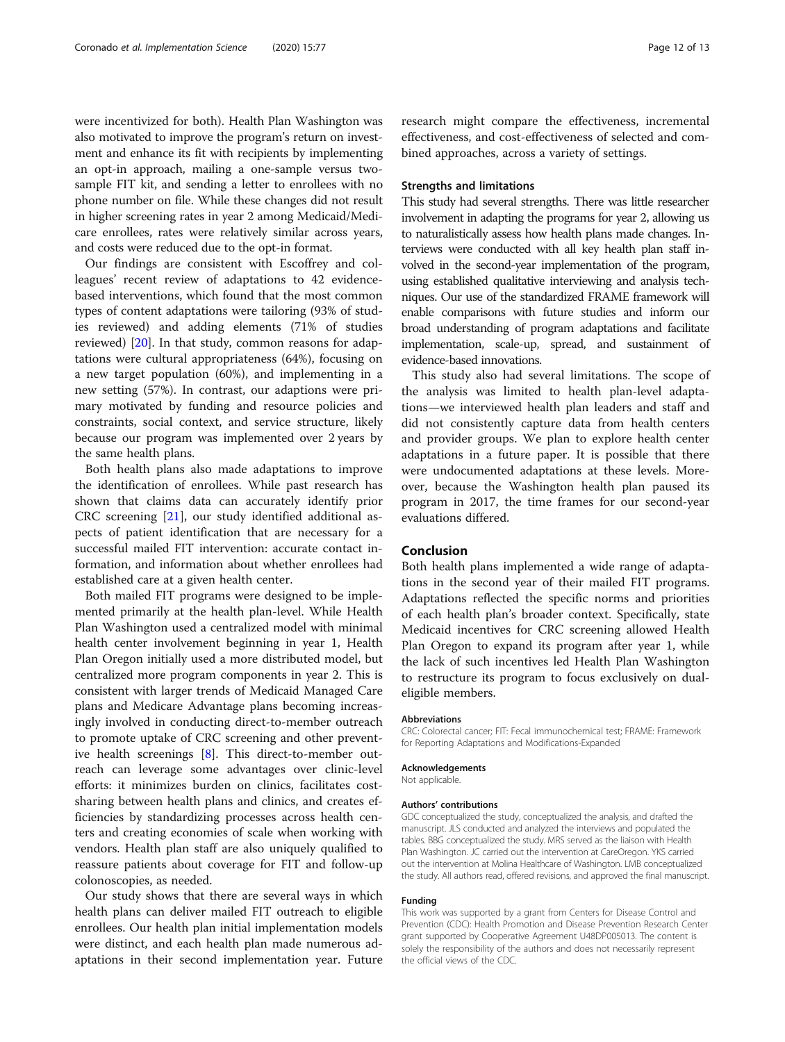were incentivized for both). Health Plan Washington was also motivated to improve the program's return on investment and enhance its fit with recipients by implementing an opt-in approach, mailing a one-sample versus two-sample FIT kit, and sending a letter to enrollees with no phone number on file. While these changes did not result in higher screening rates in year 2 among Medicaid/Medicare enrollees, rates were relatively similar across years, and costs were reduced due to the opt-in format.

Our findings are consistent with Escoffrey and colleagues' recent review of adaptations to 42 evidence-based interventions, which found that the most common types of content adaptations were tailoring (93% of studies reviewed) and adding elements (71% of studies reviewed) [20]. In that study, common reasons for adaptations were cultural appropriateness (64%), focusing on a new target population (60%), and implementing in a new setting (57%). In contrast, our adaptions were primary motivated by funding and resource policies and constraints, social context, and service structure, likely because our program was implemented over 2 years by the same health plans.

Both health plans also made adaptations to improve the identification of enrollees. While past research has shown that claims data can accurately identify prior CRC screening [21], our study identified additional aspects of patient identification that are necessary for a successful mailed FIT intervention: accurate contact information, and information about whether enrollees had established care at a given health center.

Both mailed FIT programs were designed to be implemented primarily at the health plan-level. While Health Plan Washington used a centralized model with minimal health center involvement beginning in year 1, Health Plan Oregon initially used a more distributed model, but centralized more program components in year 2. This is consistent with larger trends of Medicaid Managed Care plans and Medicare Advantage plans becoming increasingly involved in conducting direct-to-member outreach to promote uptake of CRC screening and other preventive health screenings [8]. This direct-to-member outreach can leverage some advantages over clinic-level efforts: it minimizes burden on clinics, facilitates cost-sharing between health plans and clinics, and creates efficiencies by standardizing processes across health centers and creating economies of scale when working with vendors. Health plan staff are also uniquely qualified to reassure patients about coverage for FIT and follow-up colonoscopies, as needed.

Our study shows that there are several ways in which health plans can deliver mailed FIT outreach to eligible enrollees. Our health plan initial implementation models were distinct, and each health plan made numerous adaptations in their second implementation year. Future research might compare the effectiveness, incremental effectiveness, and cost-effectiveness of selected and combined approaches, across a variety of settings.

### Strengths and limitations

This study had several strengths. There was little researcher involvement in adapting the programs for year 2, allowing us to naturalistically assess how health plans made changes. Interviews were conducted with all key health plan staff involved in the second-year implementation of the program, using established qualitative interviewing and analysis techniques. Our use of the standardized FRAME framework will enable comparisons with future studies and inform our broad understanding of program adaptations and facilitate implementation, scale-up, spread, and sustainment of evidence-based innovations.

This study also had several limitations. The scope of the analysis was limited to health plan-level adaptations—we interviewed health plan leaders and staff and did not consistently capture data from health centers and provider groups. We plan to explore health center adaptations in a future paper. It is possible that there were undocumented adaptations at these levels. Moreover, because the Washington health plan paused its program in 2017, the time frames for our second-year evaluations differed.

## Conclusion

Both health plans implemented a wide range of adaptations in the second year of their mailed FIT programs. Adaptations reflected the specific norms and priorities of each health plan's broader context. Specifically, state Medicaid incentives for CRC screening allowed Health Plan Oregon to expand its program after year 1, while the lack of such incentives led Health Plan Washington to restructure its program to focus exclusively on dual-eligible members.

#### Abbreviations

CRC: Colorectal cancer; FIT: Fecal immunochemical test; FRAME: Framework for Reporting Adaptations and Modifications-Expanded

#### Acknowledgements

Not applicable.

#### Authors' contributions

GDC conceptualized the study, conceptualized the analysis, and drafted the manuscript. JLS conducted and analyzed the interviews and populated the tables. BBG conceptualized the study. MRS served as the liaison with Health Plan Washington. JC carried out the intervention at CareOregon. YKS carried out the intervention at Molina Healthcare of Washington. LMB conceptualized the study. All authors read, offered revisions, and approved the final manuscript.

#### Funding

This work was supported by a grant from Centers for Disease Control and Prevention (CDC): Health Promotion and Disease Prevention Research Center grant supported by Cooperative Agreement U48DP005013. The content is solely the responsibility of the authors and does not necessarily represent the official views of the CDC.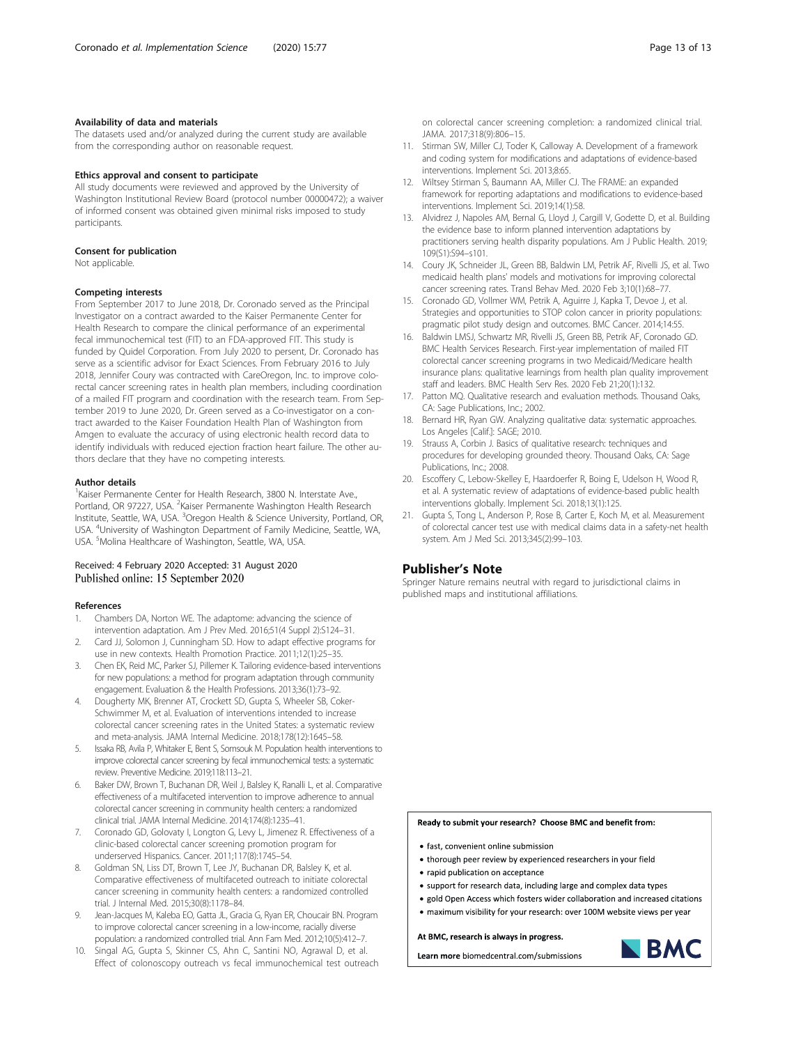#### Availability of data and materials

The datasets used and/or analyzed during the current study are available from the corresponding author on reasonable request.

#### Ethics approval and consent to participate

All study documents were reviewed and approved by the University of Washington Institutional Review Board (protocol number 00000472); a waiver of informed consent was obtained given minimal risks imposed to study participants.

#### Consent for publication

Not applicable.

#### Competing interests

From September 2017 to June 2018, Dr. Coronado served as the Principal Investigator on a contract awarded to the Kaiser Permanente Center for Health Research to compare the clinical performance of an experimental fecal immunochemical test (FIT) to an FDA-approved FIT. This study is funded by Quidel Corporation. From July 2020 to persent, Dr. Coronado has serve as a scientific advisor for Exact Sciences. From February 2016 to July 2018, Jennifer Coury was contracted with CareOregon, Inc. to improve colorectal cancer screening rates in health plan members, including coordination of a mailed FIT program and coordination with the research team. From September 2019 to June 2020, Dr. Green served as a Co-investigator on a contract awarded to the Kaiser Foundation Health Plan of Washington from Amgen to evaluate the accuracy of using electronic health record data to identify individuals with reduced ejection fraction heart failure. The other authors declare that they have no competing interests.

#### Author details

[1]Kaiser Permanente Center for Health Research, 3800 N. Interstate Ave., Portland, OR 97227, USA. [2]Kaiser Permanente Washington Health Research Institute, Seattle, WA, USA. [3]Oregon Health & Science University, Portland, OR, USA. [4]University of Washington Department of Family Medicine, Seattle, WA, USA. [5]Molina Healthcare of Washington, Seattle, WA, USA.

Received: 4 February 2020 Accepted: 31 August 2020
Published online: 15 September 2020

#### References

1. Chambers DA, Norton WE. The adaptome: advancing the science of intervention adaptation. Am J Prev Med. 2016;51(4 Suppl 2):S124–31.
2. Card JJ, Solomon J, Cunningham SD. How to adapt effective programs for use in new contexts. Health Promotion Practice. 2011;12(1):25–35.
3. Chen EK, Reid MC, Parker SJ, Pillemer K. Tailoring evidence-based interventions for new populations: a method for program adaptation through community engagement. Evaluation & the Health Professions. 2013;36(1):73–92.
4. Dougherty MK, Brenner AT, Crockett SD, Gupta S, Wheeler SB, Coker-Schwimmer M, et al. Evaluation of interventions intended to increase colorectal cancer screening rates in the United States: a systematic review and meta-analysis. JAMA Internal Medicine. 2018;178(12):1645–58.
5. Issaka RB, Avila P, Whitaker E, Bent S, Somsouk M. Population health interventions to improve colorectal cancer screening by fecal immunochemical tests: a systematic review. Preventive Medicine. 2019;118:113–21.
6. Baker DW, Brown T, Buchanan DR, Weil J, Balsley K, Ranalli L, et al. Comparative effectiveness of a multifaceted intervention to improve adherence to annual colorectal cancer screening in community health centers: a randomized clinical trial. JAMA Internal Medicine. 2014;174(8):1235–41.
7. Coronado GD, Golovaty I, Longton G, Levy L, Jimenez R. Effectiveness of a clinic-based colorectal cancer screening promotion program for underserved Hispanics. Cancer. 2011;117(8):1745–54.
8. Goldman SN, Liss DT, Brown T, Lee JY, Buchanan DR, Balsley K, et al. Comparative effectiveness of multifaceted outreach to initiate colorectal cancer screening in community health centers: a randomized controlled trial. J Internal Med. 2015;30(8):1178–84.
9. Jean-Jacques M, Kaleba EO, Gatta JL, Gracia G, Ryan ER, Choucair BN. Program to improve colorectal cancer screening in a low-income, racially diverse population: a randomized controlled trial. Ann Fam Med. 2012;10(5):412–7.
10. Singal AG, Gupta S, Skinner CS, Ahn C, Santini NO, Agrawal D, et al. Effect of colonoscopy outreach vs fecal immunochemical test outreach on colorectal cancer screening completion: a randomized clinical trial. JAMA. 2017;318(9):806–15.
11. Stirman SW, Miller CJ, Toder K, Calloway A. Development of a framework and coding system for modifications and adaptations of evidence-based interventions. Implement Sci. 2013;8:65.
12. Wiltsey Stirman S, Baumann AA, Miller CJ. The FRAME: an expanded framework for reporting adaptations and modifications to evidence-based interventions. Implement Sci. 2019;14(1):58.
13. Alvidrez J, Napoles AM, Bernal G, Lloyd J, Cargill V, Godette D, et al. Building the evidence base to inform planned intervention adaptations by practitioners serving health disparity populations. Am J Public Health. 2019; 109(S1):S94–s101.
14. Coury JK, Schneider JL, Green BB, Baldwin LM, Petrik AF, Rivelli JS, et al. Two medicaid health plans' models and motivations for improving colorectal cancer screening rates. Transl Behav Med. 2020 Feb 3;10(1):68–77.
15. Coronado GD, Vollmer WM, Petrik A, Aguirre J, Kapka T, Devoe J, et al. Strategies and opportunities to STOP colon cancer in priority populations: pragmatic pilot study design and outcomes. BMC Cancer. 2014;14:55.
16. Baldwin LMSJ, Schwartz MR, Rivelli JS, Green BB, Petrik AF, Coronado GD. BMC Health Services Research. First-year implementation of mailed FIT colorectal cancer screening programs in two Medicaid/Medicare health insurance plans: qualitative learnings from health plan quality improvement staff and leaders. BMC Health Serv Res. 2020 Feb 21;20(1):132.
17. Patton MQ. Qualitative research and evaluation methods. Thousand Oaks, CA: Sage Publications, Inc.; 2002.
18. Bernard HR, Ryan GW. Analyzing qualitative data: systematic approaches. Los Angeles [Calif.]: SAGE; 2010.
19. Strauss A, Corbin J. Basics of qualitative research: techniques and procedures for developing grounded theory. Thousand Oaks, CA: Sage Publications, Inc.; 2008.
20. Escoffery C, Lebow-Skelley E, Haardoerfer R, Boing E, Udelson H, Wood R, et al. A systematic review of adaptations of evidence-based public health interventions globally. Implement Sci. 2018;13(1):125.
21. Gupta S, Tong L, Anderson P, Rose B, Carter E, Koch M, et al. Measurement of colorectal cancer test use with medical claims data in a safety-net health system. Am J Med Sci. 2013;345(2):99–103.

## Publisher's Note

Springer Nature remains neutral with regard to jurisdictional claims in published maps and institutional affiliations.

**Ready to submit your research? Choose BMC and benefit from:**

- fast, convenient online submission
- thorough peer review by experienced researchers in your field
- rapid publication on acceptance
- support for research data, including large and complex data types
- gold Open Access which fosters wider collaboration and increased citations
- maximum visibility for your research: over 100M website views per year

**At BMC, research is always in progress.**

**Learn more** biomedcentral.com/submissions

BMC